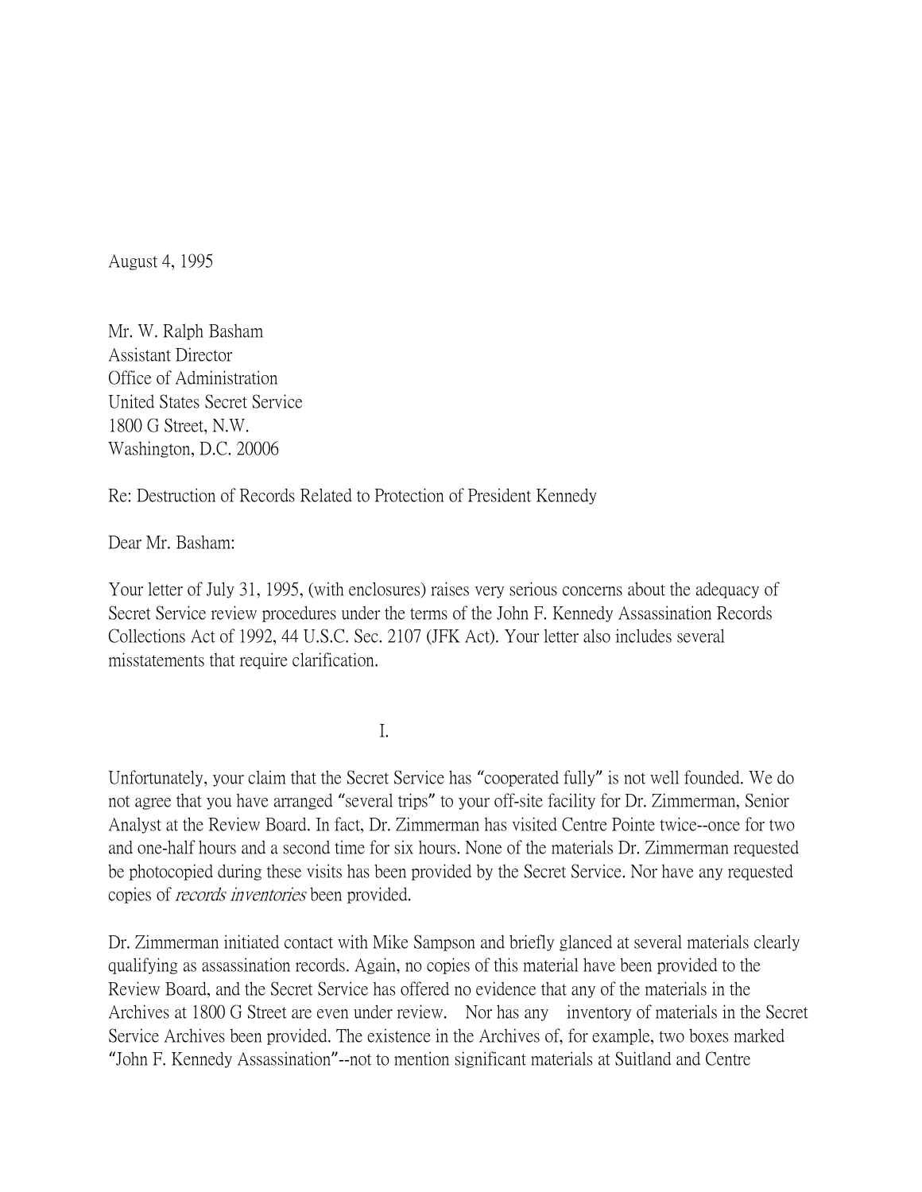August 4, 1995

Mr. W. Ralph Basham
Assistant Director
Office of Administration
United States Secret Service
1800 G Street, N.W.
Washington, D.C. 20006

Re: Destruction of Records Related to Protection of President Kennedy

Dear Mr. Basham:

Your letter of July 31, 1995, (with enclosures) raises very serious concerns about the adequacy of Secret Service review procedures under the terms of the John F. Kennedy Assassination Records Collections Act of 1992, 44 U.S.C. Sec. 2107 (JFK Act). Your letter also includes several misstatements that require clarification.

I.

Unfortunately, your claim that the Secret Service has "cooperated fully" is not well founded. We do not agree that you have arranged "several trips" to your off-site facility for Dr. Zimmerman, Senior Analyst at the Review Board. In fact, Dr. Zimmerman has visited Centre Pointe twice--once for two and one-half hours and a second time for six hours. None of the materials Dr. Zimmerman requested be photocopied during these visits has been provided by the Secret Service. Nor have any requested copies of *records inventories* been provided.

Dr. Zimmerman initiated contact with Mike Sampson and briefly glanced at several materials clearly qualifying as assassination records. Again, no copies of this material have been provided to the Review Board, and the Secret Service has offered no evidence that any of the materials in the Archives at 1800 G Street are even under review. Nor has any inventory of materials in the Secret Service Archives been provided. The existence in the Archives of, for example, two boxes marked "John F. Kennedy Assassination"--not to mention significant materials at Suitland and Centre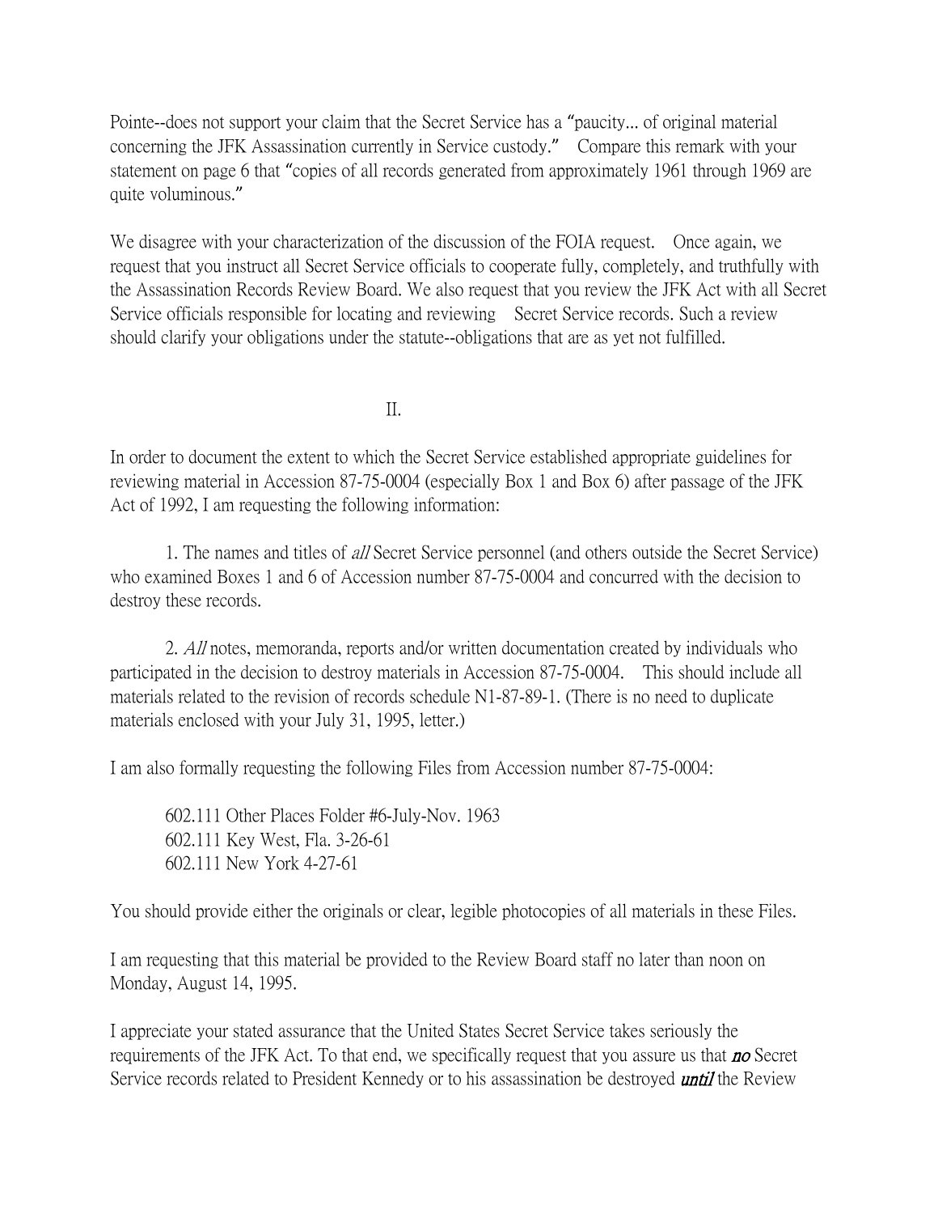Pointe--does not support your claim that the Secret Service has a "paucity... of original material concerning the JFK Assassination currently in Service custody." Compare this remark with your statement on page 6 that "copies of all records generated from approximately 1961 through 1969 are quite voluminous."

We disagree with your characterization of the discussion of the FOIA request. Once again, we request that you instruct all Secret Service officials to cooperate fully, completely, and truthfully with the Assassination Records Review Board. We also request that you review the JFK Act with all Secret Service officials responsible for locating and reviewing Secret Service records. Such a review should clarify your obligations under the statute--obligations that are as yet not fulfilled.

## II.

In order to document the extent to which the Secret Service established appropriate guidelines for reviewing material in Accession 87-75-0004 (especially Box 1 and Box 6) after passage of the JFK Act of 1992, I am requesting the following information:

1. The names and titles of *all* Secret Service personnel (and others outside the Secret Service) who examined Boxes 1 and 6 of Accession number 87-75-0004 and concurred with the decision to destroy these records.

2. *All* notes, memoranda, reports and/or written documentation created by individuals who participated in the decision to destroy materials in Accession 87-75-0004. This should include all materials related to the revision of records schedule N1-87-89-1. (There is no need to duplicate materials enclosed with your July 31, 1995, letter.)

I am also formally requesting the following Files from Accession number 87-75-0004:

602.111 Other Places Folder #6-July-Nov. 1963
602.111 Key West, Fla. 3-26-61
602.111 New York 4-27-61

You should provide either the originals or clear, legible photocopies of all materials in these Files.

I am requesting that this material be provided to the Review Board staff no later than noon on Monday, August 14, 1995.

I appreciate your stated assurance that the United States Secret Service takes seriously the requirements of the JFK Act. To that end, we specifically request that you assure us that ***no*** Secret Service records related to President Kennedy or to his assassination be destroyed ***until*** the Review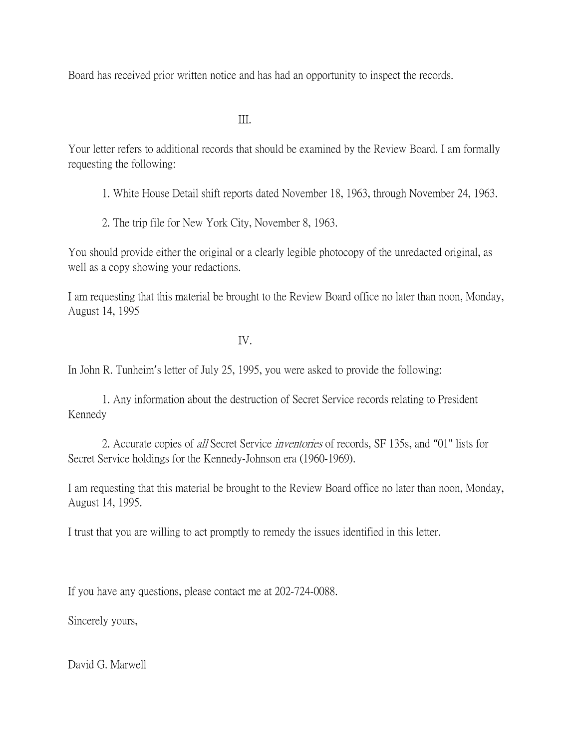Board has received prior written notice and has had an opportunity to inspect the records.

III.

Your letter refers to additional records that should be examined by the Review Board. I am formally requesting the following:

1. White House Detail shift reports dated November 18, 1963, through November 24, 1963.

2. The trip file for New York City, November 8, 1963.

You should provide either the original or a clearly legible photocopy of the unredacted original, as well as a copy showing your redactions.

I am requesting that this material be brought to the Review Board office no later than noon, Monday, August 14, 1995

IV.

In John R. Tunheim's letter of July 25, 1995, you were asked to provide the following:

1. Any information about the destruction of Secret Service records relating to President Kennedy

2. Accurate copies of *all* Secret Service *inventories* of records, SF 135s, and "01" lists for Secret Service holdings for the Kennedy-Johnson era (1960-1969).

I am requesting that this material be brought to the Review Board office no later than noon, Monday, August 14, 1995.

I trust that you are willing to act promptly to remedy the issues identified in this letter.

If you have any questions, please contact me at 202-724-0088.

Sincerely yours,

David G. Marwell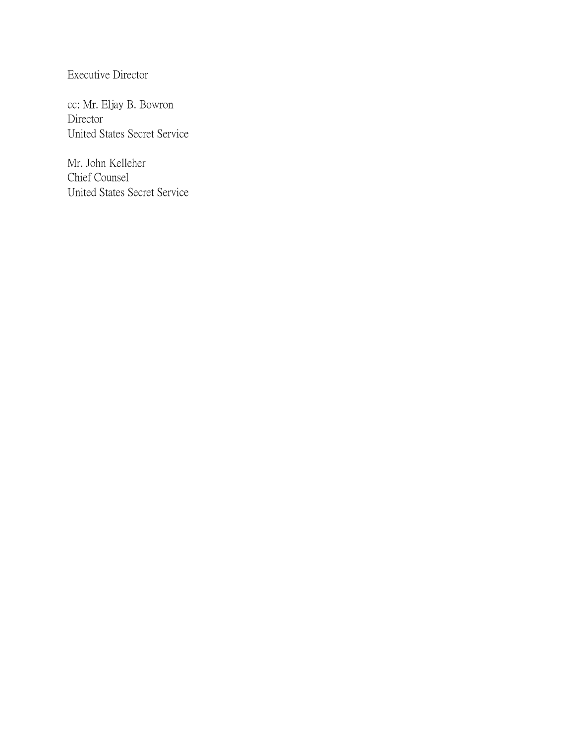Executive Director

cc: Mr. Eljay B. Bowron
Director
United States Secret Service

Mr. John Kelleher
Chief Counsel
United States Secret Service